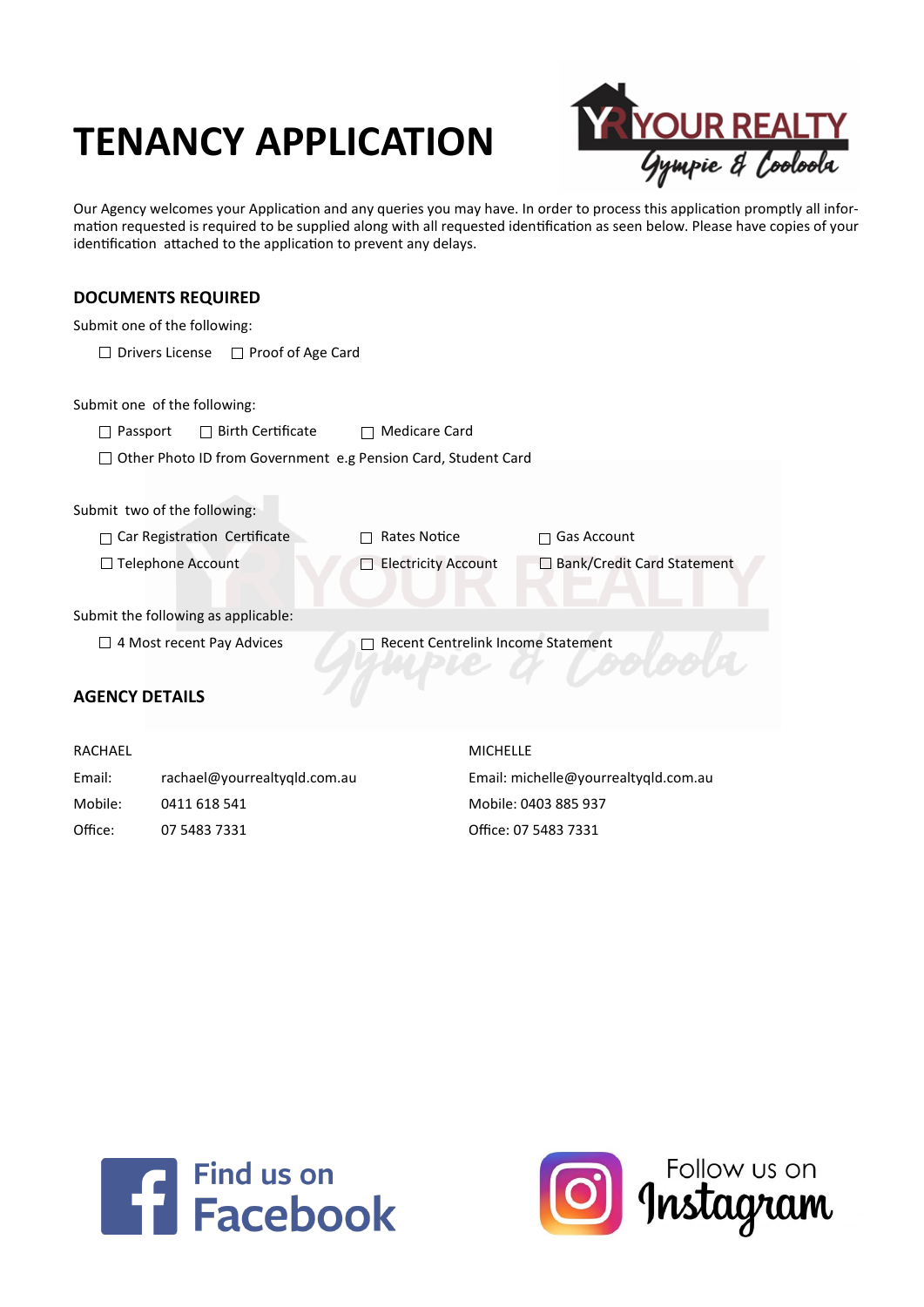# TENANCY APPLICATION

Our Agency welcomes your Application and any queries you may have. In order to process this application promptly all information requested is required to be supplied along with all requested identification as seen below. Please have copies of your identification attached to the application to prevent any delays.

## DOCUMENTS REQUIRED

Submit one of the following:

☐ Drivers License ☐ Proof of Age Card

Submit one of the following:

☐ Passport ☐ Birth Certificate ☐ Medicare Card

☐ Other Photo ID from Government e.g Pension Card, Student Card

Submit two of the following:

☐ Car Registration Certificate ☐ Rates Notice ☐ Gas Account

☐ Telephone Account ☐ Electricity Account ☐ Bank/Credit Card Statement

Submit the following as applicable:

☐ 4 Most recent Pay Advices ☐ Recent Centrelink Income Statement

## AGENCY DETAILS

RACHAEL

Email: rachael@yourrealtyqld.com.au

Mobile: 0411 618 541

Office: 07 5483 7331

MICHELLE

Email: michelle@yourrealtyqld.com.au

Mobile: 0403 885 937

Office: 07 5483 7331

Find us on Facebook

Follow us on Instagram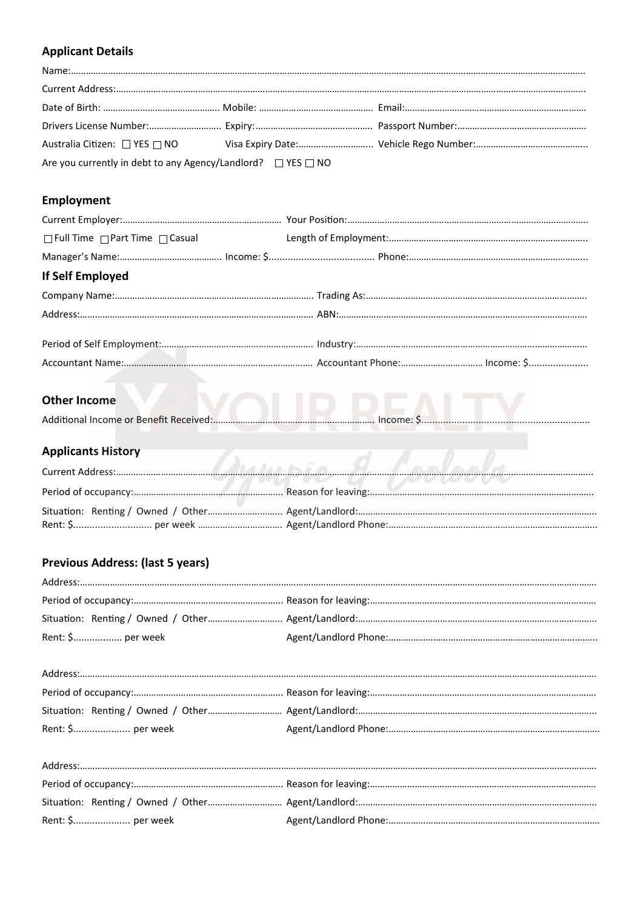## Applicant Details

Name:……………………………………………………………………………………………………………………………………………………

Current Address:……………………………………………………………………………………………………………………………………

Date of Birth: ………………………………………. Mobile: ……………………………………… Email:…………………………………………………………

Drivers License Number:………………………. Expiry:……………………………………… Passport Number:……………………………………………

Australia Citizen: ☐ YES ☐ NO Visa Expiry Date:……………………….. Vehicle Rego Number:……………………………………..

Are you currently in debt to any Agency/Landlord? ☐ YES ☐ NO

## Employment

Current Employer:………………………………………………………. Your Position:……………………………………………………………………………

☐ Full Time ☐ Part Time ☐ Casual Length of Employment:…………………………………………………………………

Manager's Name:………………………………… Income: $....................................... Phone:…………………………………………………………

## If Self Employed

Company Name:……………………………………………………………………. Trading As:………………………………………………………………………………

Address:………………………………………………………………………………… ABN:…………………………………………………………………………………………

Period of Self Employment:…………………………………………………… Industry:…………………………………………………………………………………

Accountant Name:……………………………………………………………… Accountant Phone:…………………………… Income: $......................

## Other Income

Additional Income or Benefit Received:………………………………………………………… Income: $..............................................................

## Applicants History

Current Address:…………………………………………………………………………………………………………………………………………………

Period of occupancy:…………………………………………………… Reason for leaving:…………………………………………………………………………

Situation: Renting / Owned / Other……………………….. Agent/Landlord:………………………………………………………………………………

Rent: $............................. per week …………………………… Agent/Landlord Phone:……………………………………………………………………

## Previous Address: (last 5 years)

Address:……………………………………………………………………………………………………………………………………………………………

Period of occupancy:…………………………………………………… Reason for leaving:…………………………………………………………………………

Situation: Renting / Owned / Other……………………….. Agent/Landlord:………………………………………………………………………………

Rent: $.................. per week Agent/Landlord Phone:……………………………………………………………………

Address:……………………………………………………………………………………………………………………………………………………………

Period of occupancy:…………………………………………………… Reason for leaving:…………………………………………………………………………

Situation: Renting / Owned / Other……………………….. Agent/Landlord:………………………………………………………………………………

Rent: $..................... per week Agent/Landlord Phone:……………………………………………………………………

Address:……………………………………………………………………………………………………………………………………………………………

Period of occupancy:…………………………………………………… Reason for leaving:…………………………………………………………………………

Situation: Renting / Owned / Other……………………….. Agent/Landlord:………………………………………………………………………………

Rent: $..................... per week Agent/Landlord Phone:……………………………………………………………………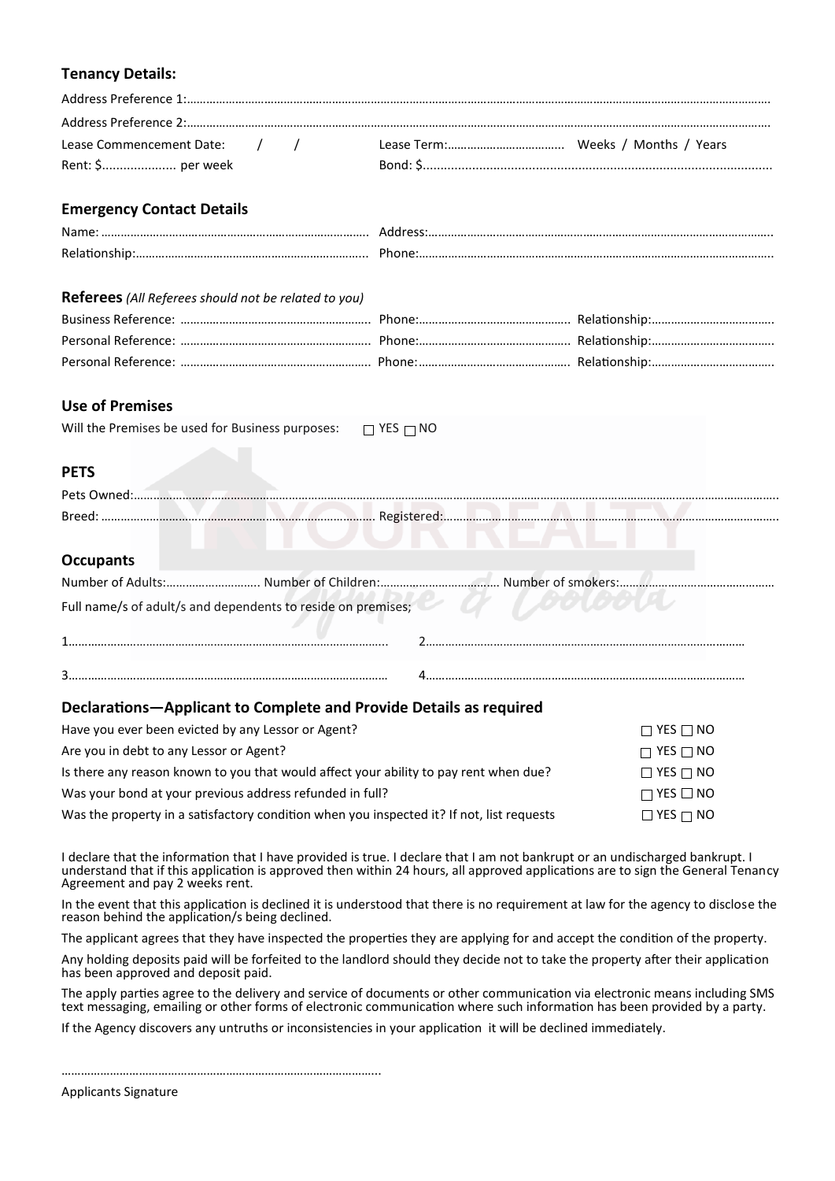### Tenancy Details:

Address Preference 1:……………………………………………………………………………………………………………………………………………………

Address Preference 2:……………………………………………………………………………………………………………………………………………………

Lease Commencement Date: / / Lease Term:……………………………… Weeks / Months / Years

Rent: $.................... per week Bond: $.................................................................................................

### Emergency Contact Details

Name: ……………………………………………………………………… Address:……………………………………………………………………………………………

Relationship:……………………………………………………………… Phone:………………………………………………………………………………………………

### Referees *(All Referees should not be related to you)*

Business Reference: ………………………………………………… Phone:……………………………………… Relationship:………………………………

Personal Reference: ………………………………………………… Phone:……………………………………… Relationship:………………………………

Personal Reference: ………………………………………………… Phone:……………………………………… Relationship:………………………………

### Use of Premises

Will the Premises be used for Business purposes: ☐ YES ☐ NO

### PETS

Pets Owned:…………………………………………………………………………………………………………………………………………………………………

Breed: …………………………………………………………………………… Registered:……………………………………………………………………………………

### Occupants

Number of Adults:……………………… Number of Children:……………………………… Number of smokers:…………………………………………

Full name/s of adult/s and dependents to reside on premises;

1………………………………………………………………………………… 2…………………………………………………………………………………

3………………………………………………………………………………… 4…………………………………………………………………………………

### Declarations—Applicant to Complete and Provide Details as required

Have you ever been evicted by any Lessor or Agent? ☐ YES ☐ NO

Are you in debt to any Lessor or Agent? ☐ YES ☐ NO

Is there any reason known to you that would affect your ability to pay rent when due? ☐ YES ☐ NO

Was your bond at your previous address refunded in full? ☐ YES ☐ NO

Was the property in a satisfactory condition when you inspected it? If not, list requests ☐ YES ☐ NO

I declare that the information that I have provided is true. I declare that I am not bankrupt or an undischarged bankrupt. I understand that if this application is approved then within 24 hours, all approved applications are to sign the General Tenancy Agreement and pay 2 weeks rent.

In the event that this application is declined it is understood that there is no requirement at law for the agency to disclose the reason behind the application/s being declined.

The applicant agrees that they have inspected the properties they are applying for and accept the condition of the property.

Any holding deposits paid will be forfeited to the landlord should they decide not to take the property after their application has been approved and deposit paid.

The apply parties agree to the delivery and service of documents or other communication via electronic means including SMS text messaging, emailing or other forms of electronic communication where such information has been provided by a party.

If the Agency discovers any untruths or inconsistencies in your application it will be declined immediately.

………………………………………………………………………………………

Applicants Signature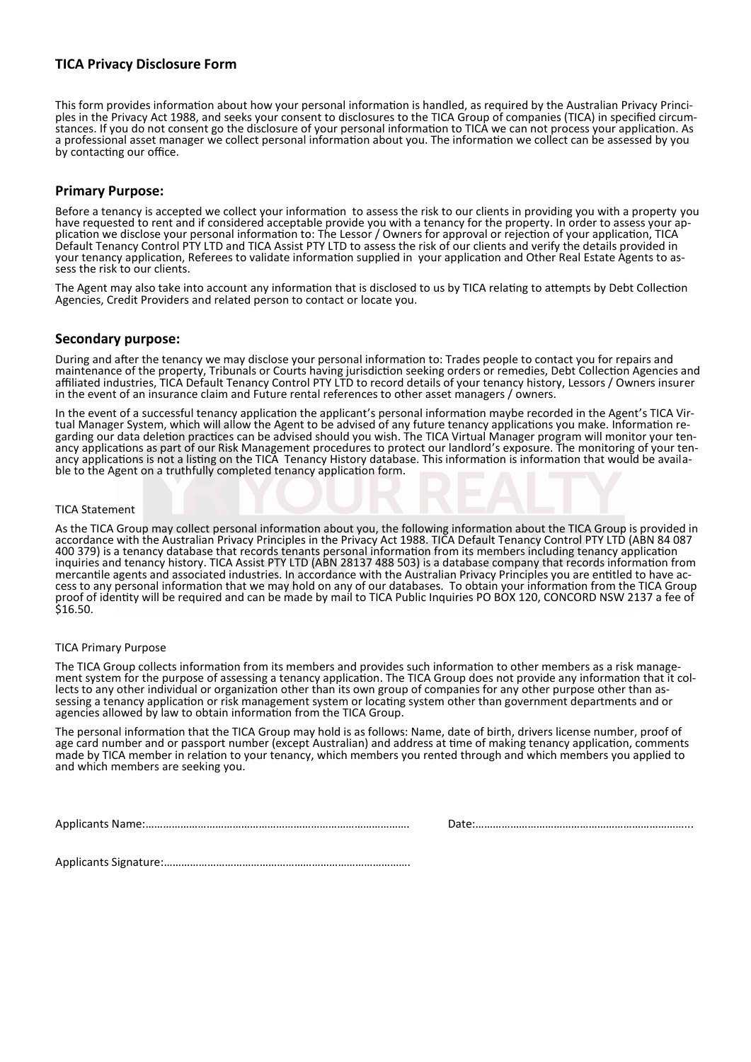## TICA Privacy Disclosure Form

This form provides information about how your personal information is handled, as required by the Australian Privacy Principles in the Privacy Act 1988, and seeks your consent to disclosures to the TICA Group of companies (TICA) in specified circumstances. If you do not consent go the disclosure of your personal information to TICA we can not process your application. As a professional asset manager we collect personal information about you. The information we collect can be assessed by you by contacting our office.

### Primary Purpose:

Before a tenancy is accepted we collect your information to assess the risk to our clients in providing you with a property you have requested to rent and if considered acceptable provide you with a tenancy for the property. In order to assess your application we disclose your personal information to: The Lessor / Owners for approval or rejection of your application, TICA Default Tenancy Control PTY LTD and TICA Assist PTY LTD to assess the risk of our clients and verify the details provided in your tenancy application, Referees to validate information supplied in your application and Other Real Estate Agents to assess the risk to our clients.

The Agent may also take into account any information that is disclosed to us by TICA relating to attempts by Debt Collection Agencies, Credit Providers and related person to contact or locate you.

### Secondary purpose:

During and after the tenancy we may disclose your personal information to: Trades people to contact you for repairs and maintenance of the property, Tribunals or Courts having jurisdiction seeking orders or remedies, Debt Collection Agencies and affiliated industries, TICA Default Tenancy Control PTY LTD to record details of your tenancy history, Lessors / Owners insurer in the event of an insurance claim and Future rental references to other asset managers / owners.

In the event of a successful tenancy application the applicant's personal information maybe recorded in the Agent's TICA Virtual Manager System, which will allow the Agent to be advised of any future tenancy applications you make. Information regarding our data deletion practices can be advised should you wish. The TICA Virtual Manager program will monitor your tenancy applications as part of our Risk Management procedures to protect our landlord's exposure. The monitoring of your tenancy applications is not a listing on the TICA Tenancy History database. This information is information that would be available to the Agent on a truthfully completed tenancy application form.

TICA Statement

As the TICA Group may collect personal information about you, the following information about the TICA Group is provided in accordance with the Australian Privacy Principles in the Privacy Act 1988. TICA Default Tenancy Control PTY LTD (ABN 84 087 400 379) is a tenancy database that records tenants personal information from its members including tenancy application inquiries and tenancy history. TICA Assist PTY LTD (ABN 28137 488 503) is a database company that records information from mercantile agents and associated industries. In accordance with the Australian Privacy Principles you are entitled to have access to any personal information that we may hold on any of our databases. To obtain your information from the TICA Group proof of identity will be required and can be made by mail to TICA Public Inquiries PO BOX 120, CONCORD NSW 2137 a fee of $16.50.

TICA Primary Purpose

The TICA Group collects information from its members and provides such information to other members as a risk management system for the purpose of assessing a tenancy application. The TICA Group does not provide any information that it collects to any other individual or organization other than its own group of companies for any other purpose other than assessing a tenancy application or risk management system or locating system other than government departments and or agencies allowed by law to obtain information from the TICA Group.

The personal information that the TICA Group may hold is as follows: Name, date of birth, drivers license number, proof of age card number and or passport number (except Australian) and address at time of making tenancy application, comments made by TICA member in relation to your tenancy, which members you rented through and which members you applied to and which members are seeking you.

Applicants Name:……………………………………………………………………………… Date:………………………………………………………………..

Applicants Signature:………………………………………………………………………….